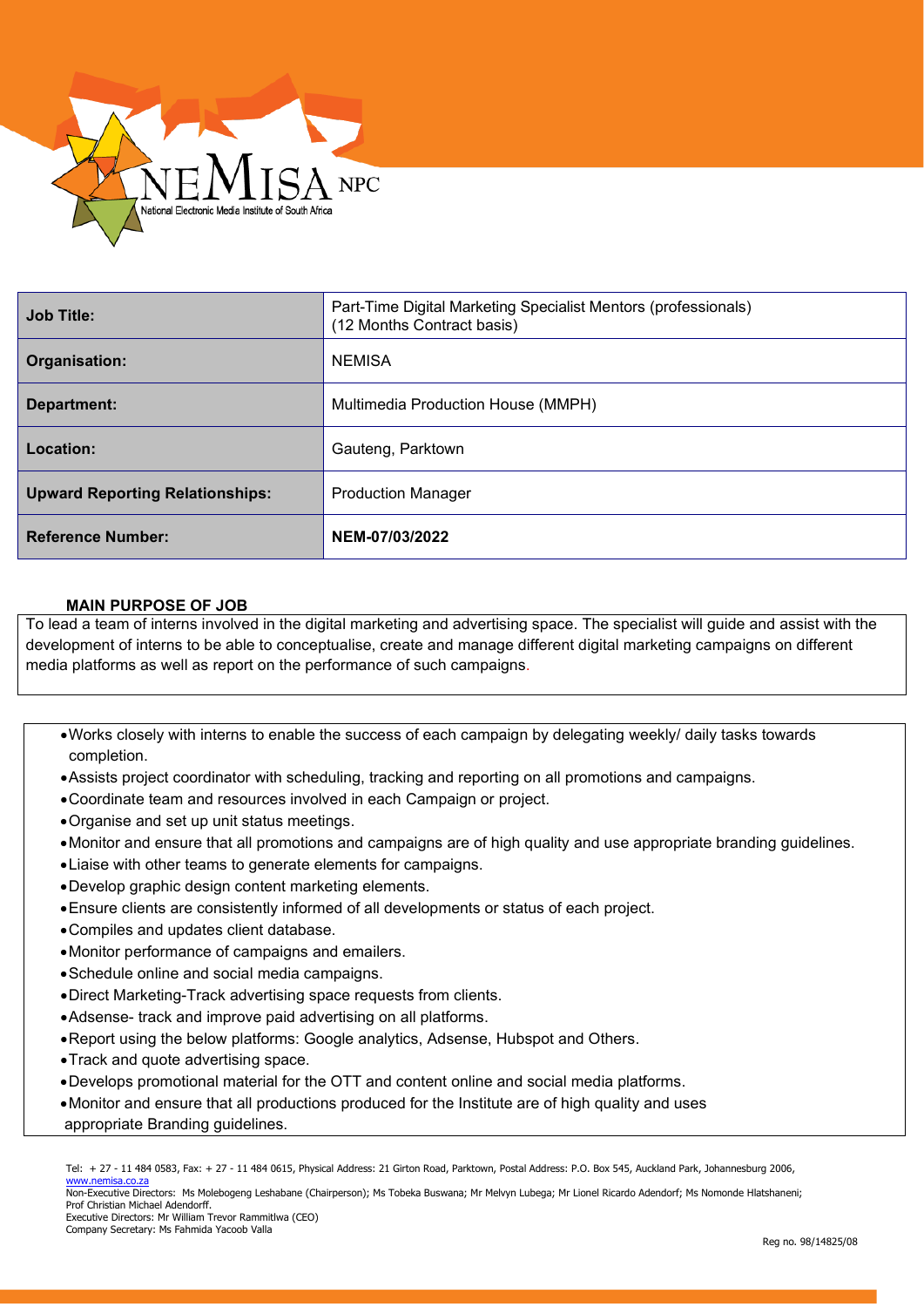NEMISA NPC
National Electronic Media Institute of South Africa

| Job Title: | Part-Time Digital Marketing Specialist Mentors (professionals) (12 Months Contract basis) |
|---|---|
| Organisation: | NEMISA |
| Department: | Multimedia Production House (MMPH) |
| Location: | Gauteng, Parktown |
| Upward Reporting Relationships: | Production Manager |
| Reference Number: | **NEM-07/03/2022** |

**MAIN PURPOSE OF JOB**

To lead a team of interns involved in the digital marketing and advertising space. The specialist will guide and assist with the development of interns to be able to conceptualise, create and manage different digital marketing campaigns on different media platforms as well as report on the performance of such campaigns.

- Works closely with interns to enable the success of each campaign by delegating weekly/ daily tasks towards completion.
- Assists project coordinator with scheduling, tracking and reporting on all promotions and campaigns.
- Coordinate team and resources involved in each Campaign or project.
- Organise and set up unit status meetings.
- Monitor and ensure that all promotions and campaigns are of high quality and use appropriate branding guidelines.
- Liaise with other teams to generate elements for campaigns.
- Develop graphic design content marketing elements.
- Ensure clients are consistently informed of all developments or status of each project.
- Compiles and updates client database.
- Monitor performance of campaigns and emailers.
- Schedule online and social media campaigns.
- Direct Marketing-Track advertising space requests from clients.
- Adsense- track and improve paid advertising on all platforms.
- Report using the below platforms: Google analytics, Adsense, Hubspot and Others.
- Track and quote advertising space.
- Develops promotional material for the OTT and content online and social media platforms.
- Monitor and ensure that all productions produced for the Institute are of high quality and uses appropriate Branding guidelines.

Tel: + 27 - 11 484 0583, Fax: + 27 - 11 484 0615, Physical Address: 21 Girton Road, Parktown, Postal Address: P.O. Box 545, Auckland Park, Johannesburg 2006, www.nemisa.co.za
Non-Executive Directors: Ms Molebogeng Leshabane (Chairperson); Ms Tobeka Buswana; Mr Melvyn Lubega; Mr Lionel Ricardo Adendorf; Ms Nomonde Hlatshaneni; Prof Christian Michael Adendorff.
Executive Directors: Mr William Trevor Rammitlwa (CEO)
Company Secretary: Ms Fahmida Yacoob Valla

Reg no. 98/14825/08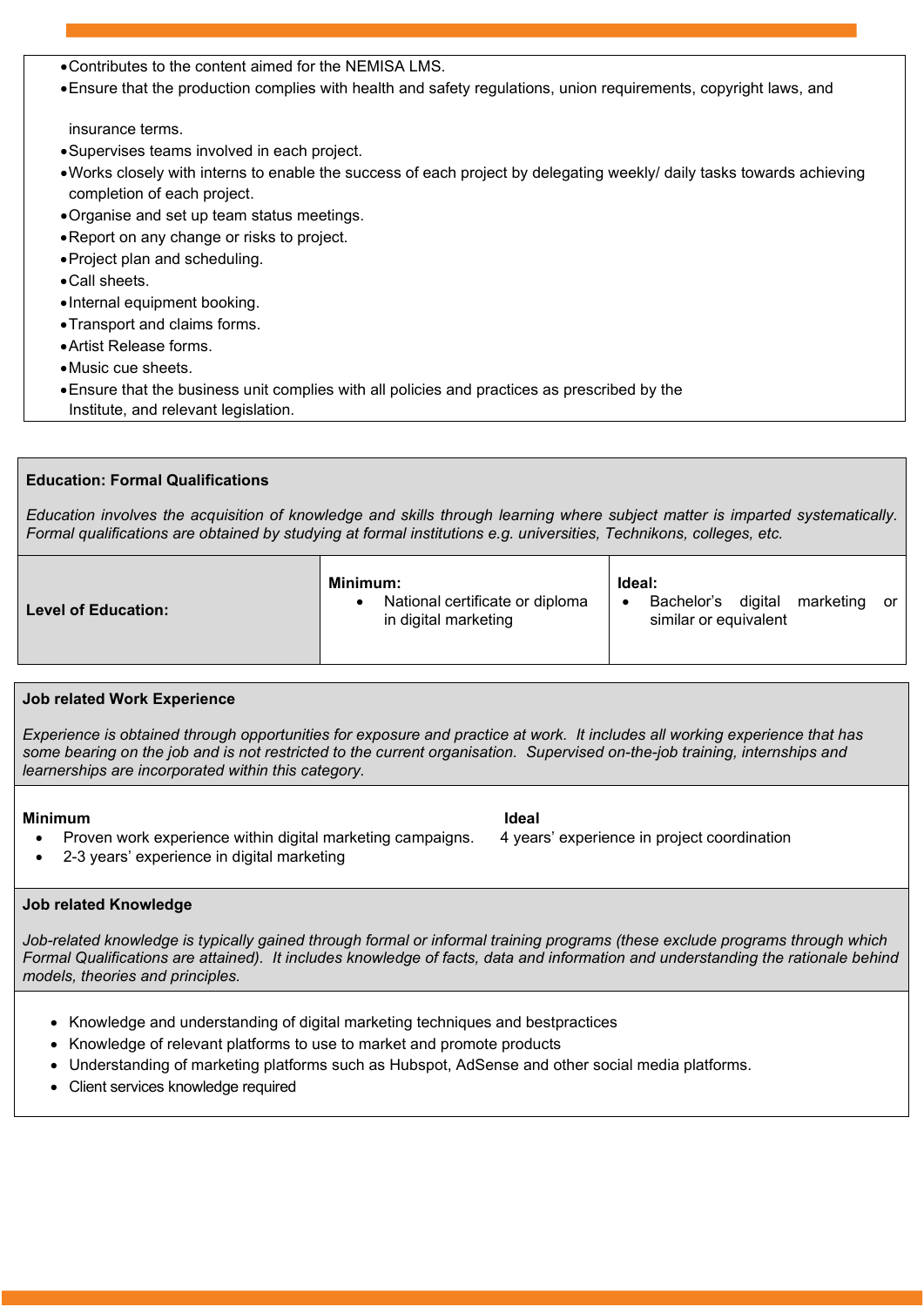- Contributes to the content aimed for the NEMISA LMS.
- Ensure that the production complies with health and safety regulations, union requirements, copyright laws, and

  insurance terms.
- Supervises teams involved in each project.
- Works closely with interns to enable the success of each project by delegating weekly/ daily tasks towards achieving completion of each project.
- Organise and set up team status meetings.
- Report on any change or risks to project.
- Project plan and scheduling.
- Call sheets.
- Internal equipment booking.
- Transport and claims forms.
- Artist Release forms.
- Music cue sheets.
- Ensure that the business unit complies with all policies and practices as prescribed by the Institute, and relevant legislation.

**Education: Formal Qualifications**

*Education involves the acquisition of knowledge and skills through learning where subject matter is imparted systematically. Formal qualifications are obtained by studying at formal institutions e.g. universities, Technikons, colleges, etc.*

| | | |
|---|---|---|
| **Level of Education:** | **Minimum:**<br>• National certificate or diploma in digital marketing | **Ideal:**<br>• Bachelor's digital marketing or similar or equivalent |

**Job related Work Experience**

*Experience is obtained through opportunities for exposure and practice at work. It includes all working experience that has some bearing on the job and is not restricted to the current organisation. Supervised on-the-job training, internships and learnerships are incorporated within this category.*

| **Minimum** | **Ideal** |
|---|---|
| • Proven work experience within digital marketing campaigns.<br>• 2-3 years' experience in digital marketing | 4 years' experience in project coordination |

**Job related Knowledge**

*Job-related knowledge is typically gained through formal or informal training programs (these exclude programs through which Formal Qualifications are attained). It includes knowledge of facts, data and information and understanding the rationale behind models, theories and principles.*

- Knowledge and understanding of digital marketing techniques and bestpractices
- Knowledge of relevant platforms to use to market and promote products
- Understanding of marketing platforms such as Hubspot, AdSense and other social media platforms.
- Client services knowledge required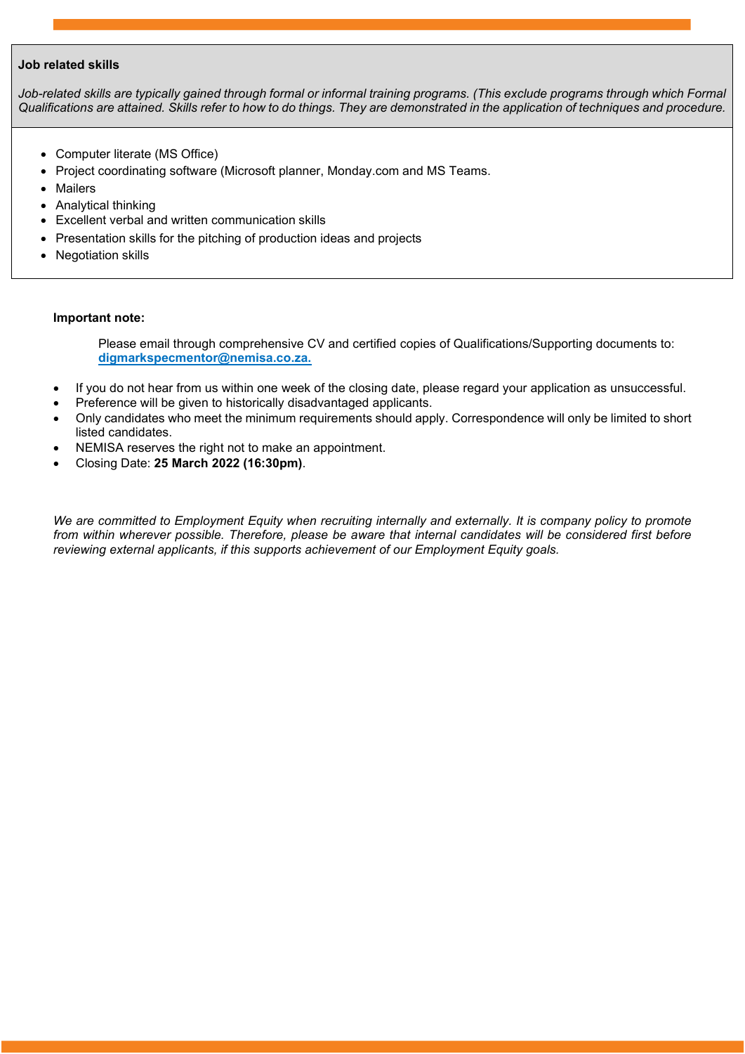**Job related skills**

*Job-related skills are typically gained through formal or informal training programs. (This exclude programs through which Formal Qualifications are attained. Skills refer to how to do things. They are demonstrated in the application of techniques and procedure.*

- Computer literate (MS Office)
- Project coordinating software (Microsoft planner, Monday.com and MS Teams.
- Mailers
- Analytical thinking
- Excellent verbal and written communication skills
- Presentation skills for the pitching of production ideas and projects
- Negotiation skills

**Important note:**

Please email through comprehensive CV and certified copies of Qualifications/Supporting documents to: **digmarkspecmentor@nemisa.co.za.**

- If you do not hear from us within one week of the closing date, please regard your application as unsuccessful.
- Preference will be given to historically disadvantaged applicants.
- Only candidates who meet the minimum requirements should apply. Correspondence will only be limited to short listed candidates.
- NEMISA reserves the right not to make an appointment.
- Closing Date: **25 March 2022 (16:30pm)**.

*We are committed to Employment Equity when recruiting internally and externally. It is company policy to promote from within wherever possible. Therefore, please be aware that internal candidates will be considered first before reviewing external applicants, if this supports achievement of our Employment Equity goals.*